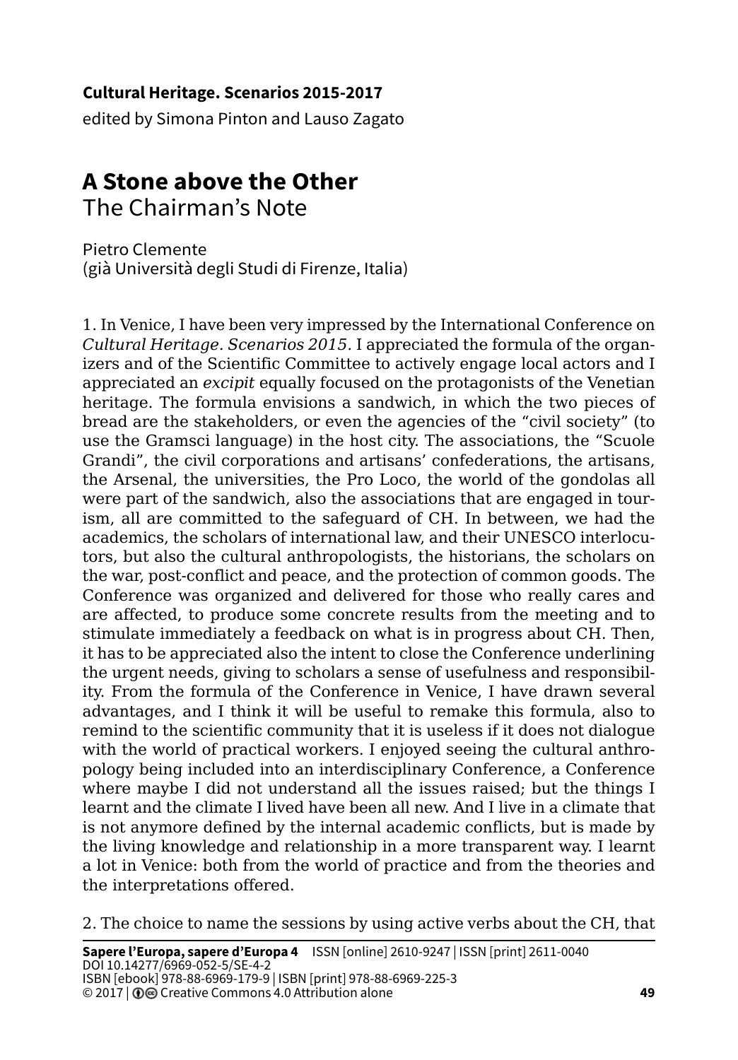**Cultural Heritage. Scenarios 2015-2017**

edited by Simona Pinton and Lauso Zagato

# A Stone above the Other

## The Chairman's Note

Pietro Clemente
(già Università degli Studi di Firenze, Italia)

1. In Venice, I have been very impressed by the International Conference on *Cultural Heritage. Scenarios 2015.* I appreciated the formula of the organizers and of the Scientific Committee to actively engage local actors and I appreciated an *excipit* equally focused on the protagonists of the Venetian heritage. The formula envisions a sandwich, in which the two pieces of bread are the stakeholders, or even the agencies of the "civil society" (to use the Gramsci language) in the host city. The associations, the "Scuole Grandi", the civil corporations and artisans' confederations, the artisans, the Arsenal, the universities, the Pro Loco, the world of the gondolas all were part of the sandwich, also the associations that are engaged in tourism, all are committed to the safeguard of CH. In between, we had the academics, the scholars of international law, and their UNESCO interlocutors, but also the cultural anthropologists, the historians, the scholars on the war, post-conflict and peace, and the protection of common goods. The Conference was organized and delivered for those who really cares and are affected, to produce some concrete results from the meeting and to stimulate immediately a feedback on what is in progress about CH. Then, it has to be appreciated also the intent to close the Conference underlining the urgent needs, giving to scholars a sense of usefulness and responsibility. From the formula of the Conference in Venice, I have drawn several advantages, and I think it will be useful to remake this formula, also to remind to the scientific community that it is useless if it does not dialogue with the world of practical workers. I enjoyed seeing the cultural anthropology being included into an interdisciplinary Conference, a Conference where maybe I did not understand all the issues raised; but the things I learnt and the climate I lived have been all new. And I live in a climate that is not anymore defined by the internal academic conflicts, but is made by the living knowledge and relationship in a more transparent way. I learnt a lot in Venice: both from the world of practice and from the theories and the interpretations offered.

2. The choice to name the sessions by using active verbs about the CH, that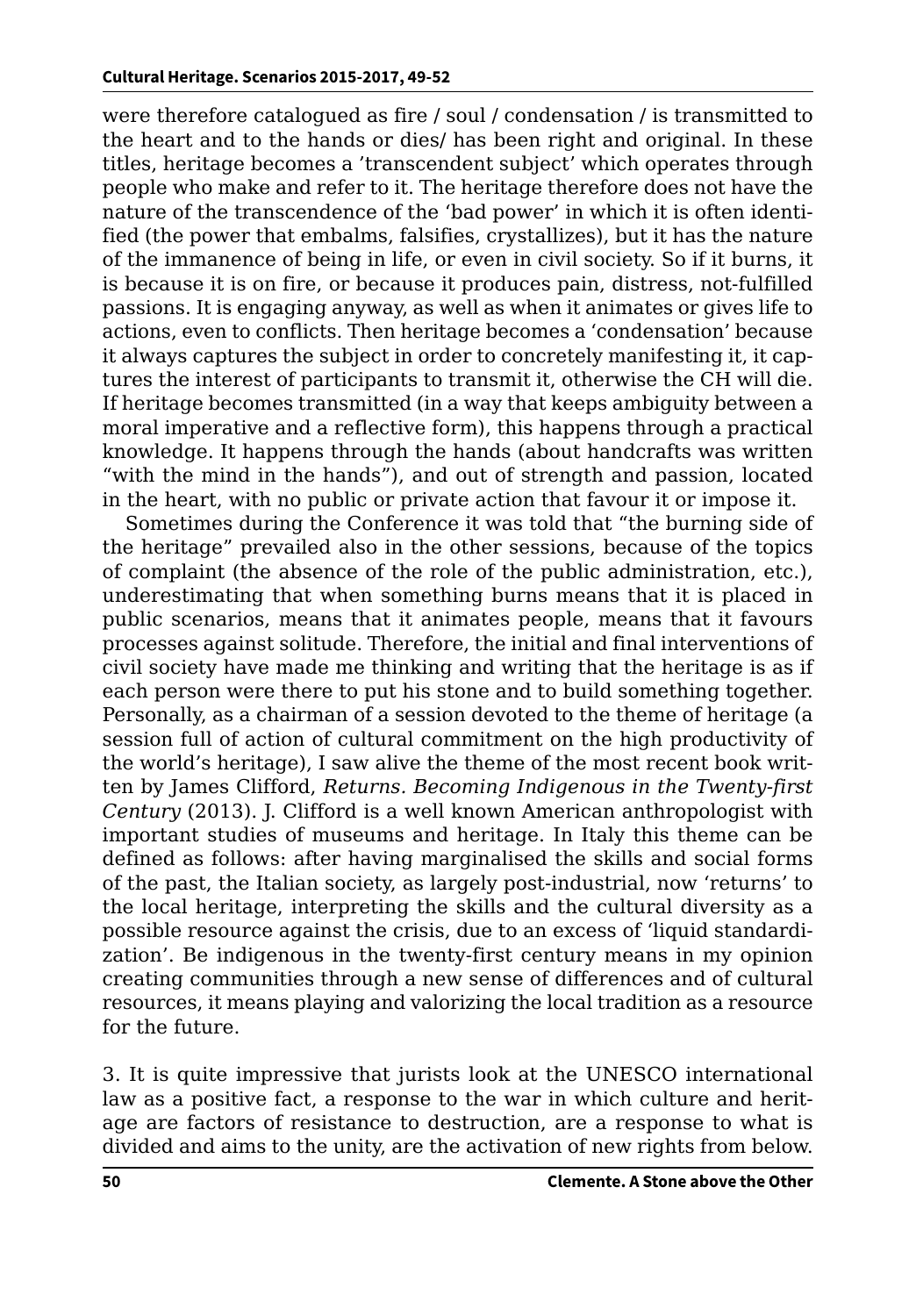were therefore catalogued as fire / soul / condensation / is transmitted to the heart and to the hands or dies/ has been right and original. In these titles, heritage becomes a 'transcendent subject' which operates through people who make and refer to it. The heritage therefore does not have the nature of the transcendence of the 'bad power' in which it is often identified (the power that embalms, falsifies, crystallizes), but it has the nature of the immanence of being in life, or even in civil society. So if it burns, it is because it is on fire, or because it produces pain, distress, not-fulfilled passions. It is engaging anyway, as well as when it animates or gives life to actions, even to conflicts. Then heritage becomes a 'condensation' because it always captures the subject in order to concretely manifesting it, it captures the interest of participants to transmit it, otherwise the CH will die. If heritage becomes transmitted (in a way that keeps ambiguity between a moral imperative and a reflective form), this happens through a practical knowledge. It happens through the hands (about handcrafts was written "with the mind in the hands"), and out of strength and passion, located in the heart, with no public or private action that favour it or impose it.

Sometimes during the Conference it was told that "the burning side of the heritage" prevailed also in the other sessions, because of the topics of complaint (the absence of the role of the public administration, etc.), underestimating that when something burns means that it is placed in public scenarios, means that it animates people, means that it favours processes against solitude. Therefore, the initial and final interventions of civil society have made me thinking and writing that the heritage is as if each person were there to put his stone and to build something together. Personally, as a chairman of a session devoted to the theme of heritage (a session full of action of cultural commitment on the high productivity of the world's heritage), I saw alive the theme of the most recent book written by James Clifford, *Returns. Becoming Indigenous in the Twenty-first Century* (2013). J. Clifford is a well known American anthropologist with important studies of museums and heritage. In Italy this theme can be defined as follows: after having marginalised the skills and social forms of the past, the Italian society, as largely post-industrial, now 'returns' to the local heritage, interpreting the skills and the cultural diversity as a possible resource against the crisis, due to an excess of 'liquid standardization'. Be indigenous in the twenty-first century means in my opinion creating communities through a new sense of differences and of cultural resources, it means playing and valorizing the local tradition as a resource for the future.

3. It is quite impressive that jurists look at the UNESCO international law as a positive fact, a response to the war in which culture and heritage are factors of resistance to destruction, are a response to what is divided and aims to the unity, are the activation of new rights from below.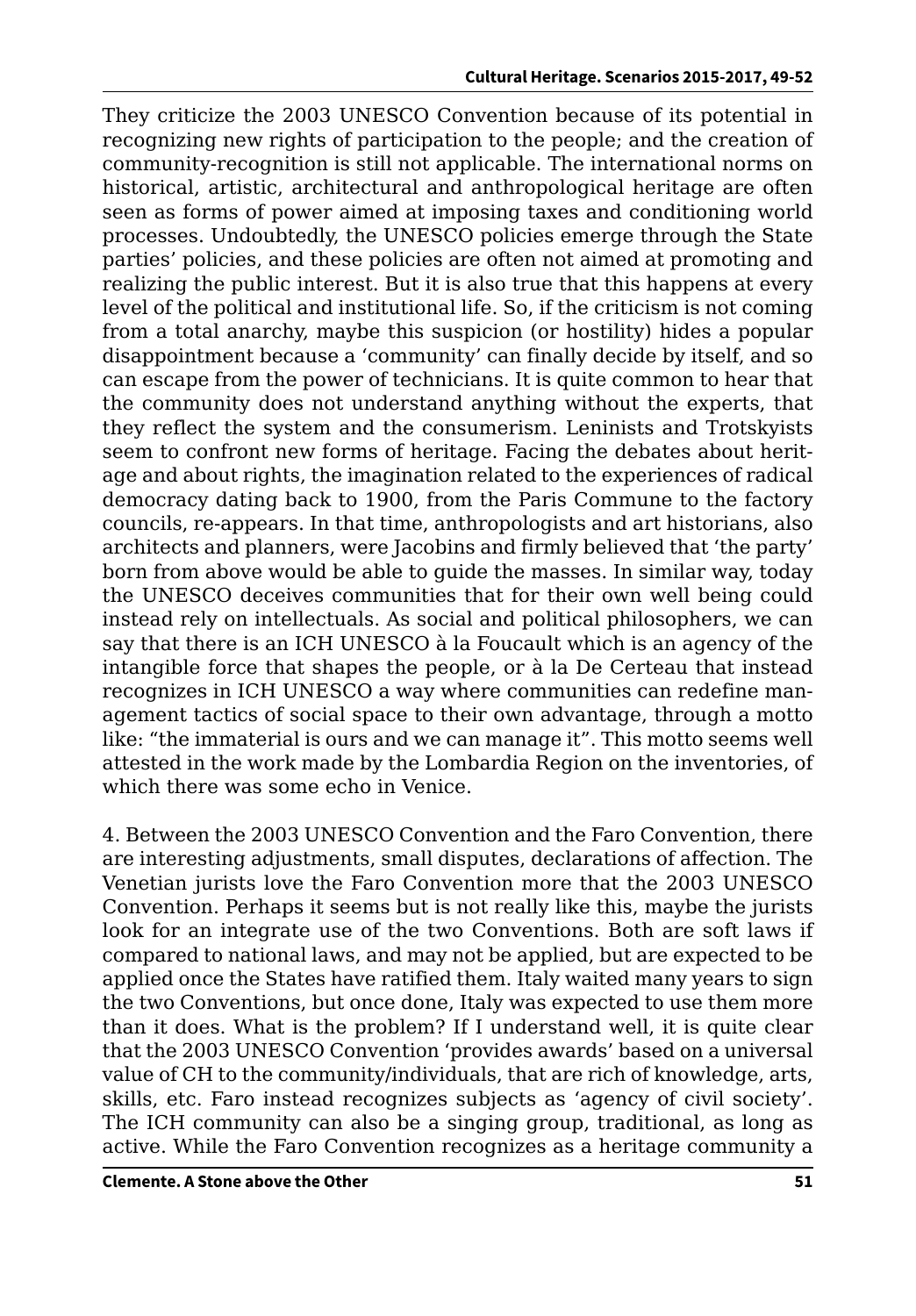They criticize the 2003 UNESCO Convention because of its potential in recognizing new rights of participation to the people; and the creation of community-recognition is still not applicable. The international norms on historical, artistic, architectural and anthropological heritage are often seen as forms of power aimed at imposing taxes and conditioning world processes. Undoubtedly, the UNESCO policies emerge through the State parties' policies, and these policies are often not aimed at promoting and realizing the public interest. But it is also true that this happens at every level of the political and institutional life. So, if the criticism is not coming from a total anarchy, maybe this suspicion (or hostility) hides a popular disappointment because a 'community' can finally decide by itself, and so can escape from the power of technicians. It is quite common to hear that the community does not understand anything without the experts, that they reflect the system and the consumerism. Leninists and Trotskyists seem to confront new forms of heritage. Facing the debates about heritage and about rights, the imagination related to the experiences of radical democracy dating back to 1900, from the Paris Commune to the factory councils, re-appears. In that time, anthropologists and art historians, also architects and planners, were Jacobins and firmly believed that 'the party' born from above would be able to guide the masses. In similar way, today the UNESCO deceives communities that for their own well being could instead rely on intellectuals. As social and political philosophers, we can say that there is an ICH UNESCO à la Foucault which is an agency of the intangible force that shapes the people, or à la De Certeau that instead recognizes in ICH UNESCO a way where communities can redefine management tactics of social space to their own advantage, through a motto like: "the immaterial is ours and we can manage it". This motto seems well attested in the work made by the Lombardia Region on the inventories, of which there was some echo in Venice.

4. Between the 2003 UNESCO Convention and the Faro Convention, there are interesting adjustments, small disputes, declarations of affection. The Venetian jurists love the Faro Convention more that the 2003 UNESCO Convention. Perhaps it seems but is not really like this, maybe the jurists look for an integrate use of the two Conventions. Both are soft laws if compared to national laws, and may not be applied, but are expected to be applied once the States have ratified them. Italy waited many years to sign the two Conventions, but once done, Italy was expected to use them more than it does. What is the problem? If I understand well, it is quite clear that the 2003 UNESCO Convention 'provides awards' based on a universal value of CH to the community/individuals, that are rich of knowledge, arts, skills, etc. Faro instead recognizes subjects as 'agency of civil society'. The ICH community can also be a singing group, traditional, as long as active. While the Faro Convention recognizes as a heritage community a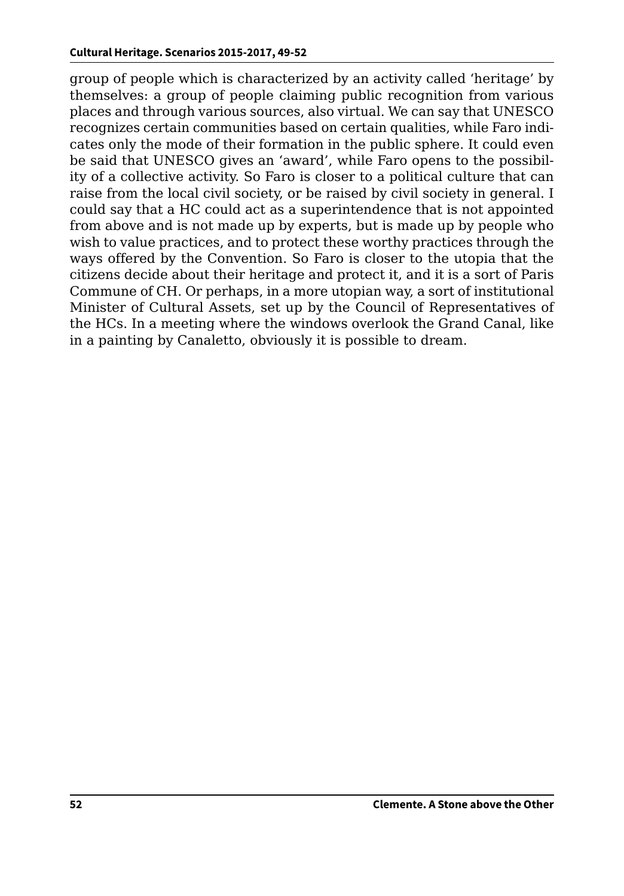group of people which is characterized by an activity called 'heritage' by themselves: a group of people claiming public recognition from various places and through various sources, also virtual. We can say that UNESCO recognizes certain communities based on certain qualities, while Faro indicates only the mode of their formation in the public sphere. It could even be said that UNESCO gives an 'award', while Faro opens to the possibility of a collective activity. So Faro is closer to a political culture that can raise from the local civil society, or be raised by civil society in general. I could say that a HC could act as a superintendence that is not appointed from above and is not made up by experts, but is made up by people who wish to value practices, and to protect these worthy practices through the ways offered by the Convention. So Faro is closer to the utopia that the citizens decide about their heritage and protect it, and it is a sort of Paris Commune of CH. Or perhaps, in a more utopian way, a sort of institutional Minister of Cultural Assets, set up by the Council of Representatives of the HCs. In a meeting where the windows overlook the Grand Canal, like in a painting by Canaletto, obviously it is possible to dream.